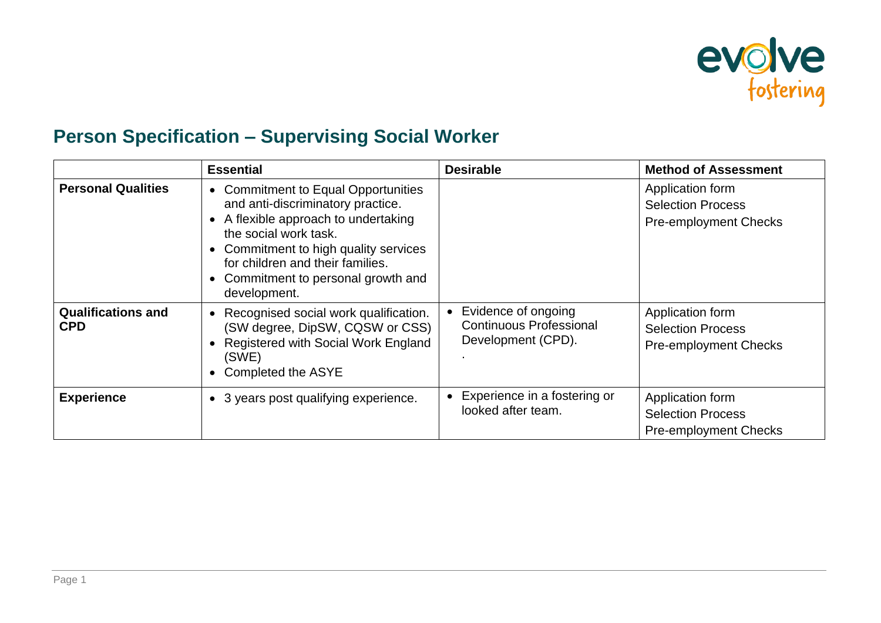# Person Specification – Supervising Social Worker

| | Essential | Desirable | Method of Assessment |
|---|---|---|---|
| **Personal Qualities** | • Commitment to Equal Opportunities and anti-discriminatory practice.<br>• A flexible approach to undertaking the social work task.<br>• Commitment to high quality services for children and their families.<br>• Commitment to personal growth and development. | | Application form<br>Selection Process<br>Pre-employment Checks |
| **Qualifications and CPD** | • Recognised social work qualification. (SW degree, DipSW, CQSW or CSS)<br>• Registered with Social Work England (SWE)<br>• Completed the ASYE | • Evidence of ongoing Continuous Professional Development (CPD).<br>. | Application form<br>Selection Process<br>Pre-employment Checks |
| **Experience** | • 3 years post qualifying experience. | • Experience in a fostering or looked after team. | Application form<br>Selection Process<br>Pre-employment Checks |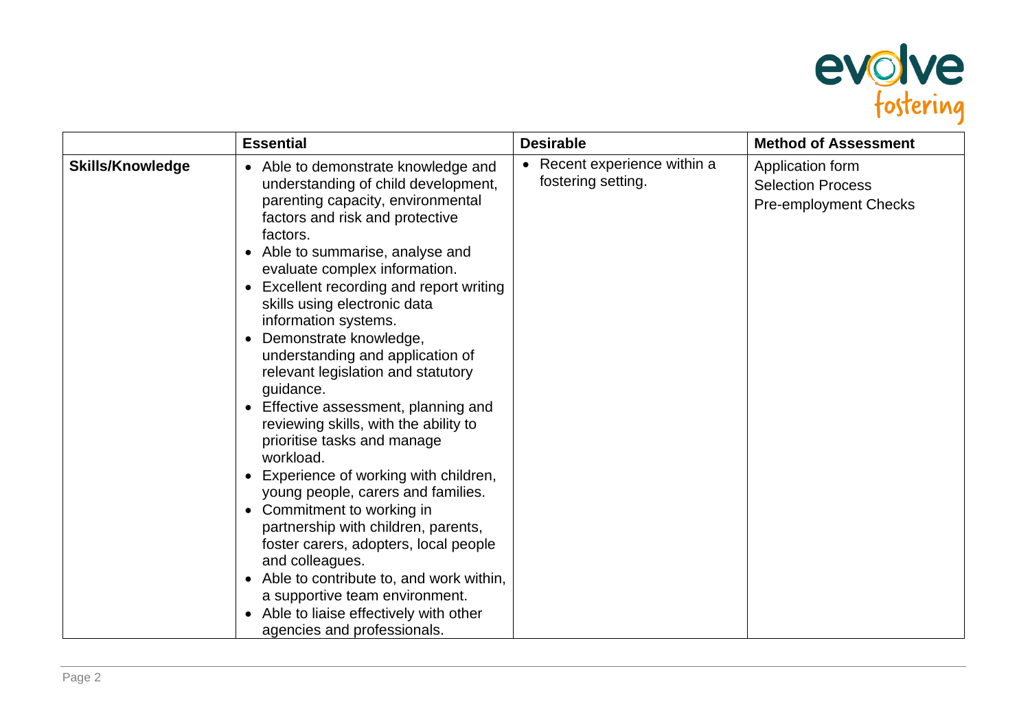| | Essential | Desirable | Method of Assessment |
|---|---|---|---|
| **Skills/Knowledge** | • Able to demonstrate knowledge and understanding of child development, parenting capacity, environmental factors and risk and protective factors.<br>• Able to summarise, analyse and evaluate complex information.<br>• Excellent recording and report writing skills using electronic data information systems.<br>• Demonstrate knowledge, understanding and application of relevant legislation and statutory guidance.<br>• Effective assessment, planning and reviewing skills, with the ability to prioritise tasks and manage workload.<br>• Experience of working with children, young people, carers and families.<br>• Commitment to working in partnership with children, parents, foster carers, adopters, local people and colleagues.<br>• Able to contribute to, and work within, a supportive team environment.<br>• Able to liaise effectively with other agencies and professionals. | • Recent experience within a fostering setting. | Application form<br>Selection Process<br>Pre-employment Checks |